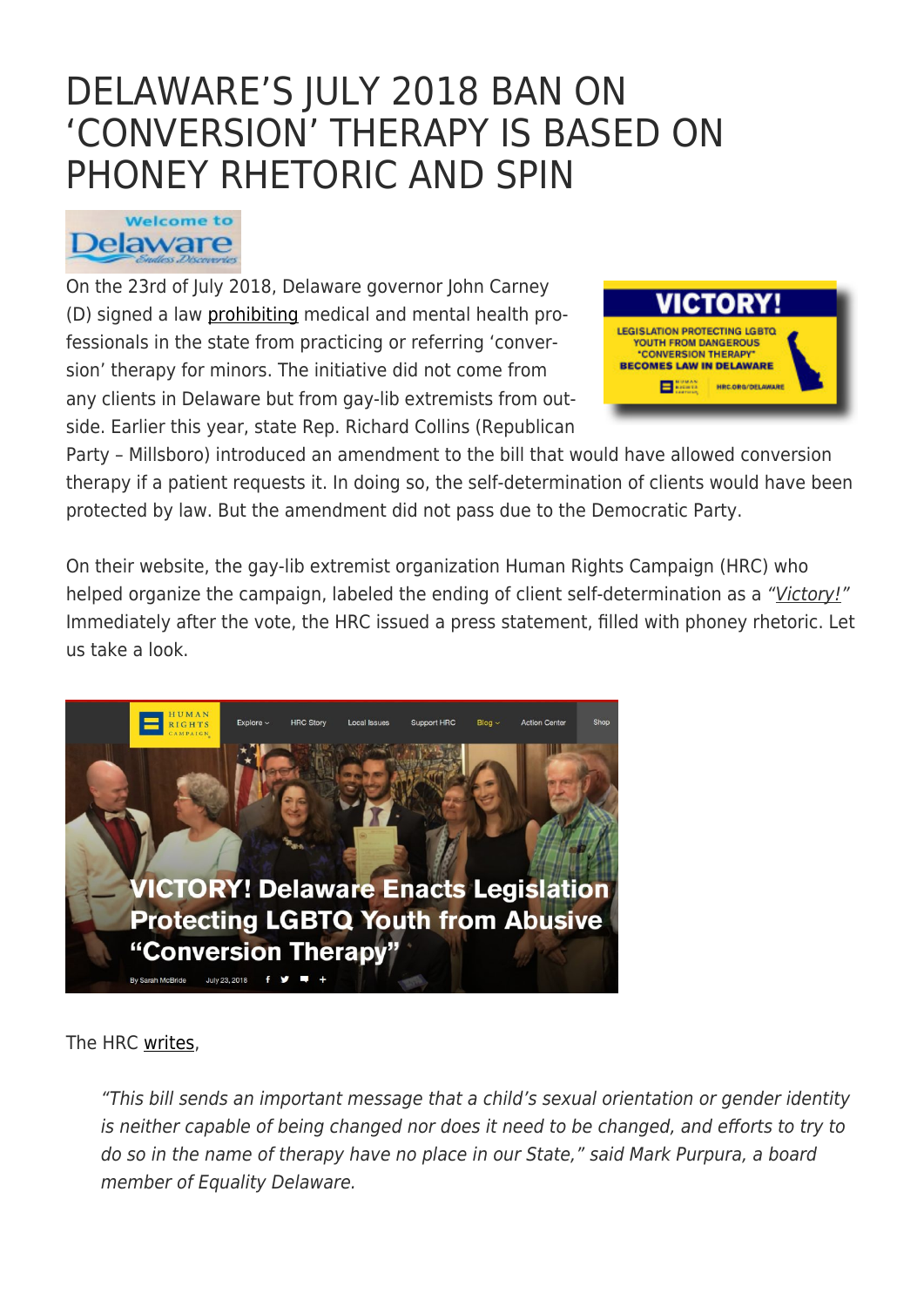# DELAWARE'S JULY 2018 BAN ON 'CONVERSION' THERAPY IS BASED ON PHONEY RHETORIC AND SPIN

On the 23rd of July 2018, Delaware governor John Carney (D) signed a law prohibiting medical and mental health professionals in the state from practicing or referring 'conversion' therapy for minors. The initiative did not come from any clients in Delaware but from gay-lib extremists from outside. Earlier this year, state Rep. Richard Collins (Republican Party – Millsboro) introduced an amendment to the bill that would have allowed conversion therapy if a patient requests it. In doing so, the self-determination of clients would have been protected by law. But the amendment did not pass due to the Democratic Party.

On their website, the gay-lib extremist organization Human Rights Campaign (HRC) who helped organize the campaign, labeled the ending of client self-determination as a "*Victory!*" Immediately after the vote, the HRC issued a press statement, filled with phoney rhetoric. Let us take a look.

The HRC writes,

> *"This bill sends an important message that a child's sexual orientation or gender identity is neither capable of being changed nor does it need to be changed, and efforts to try to do so in the name of therapy have no place in our State," said Mark Purpura, a board member of Equality Delaware.*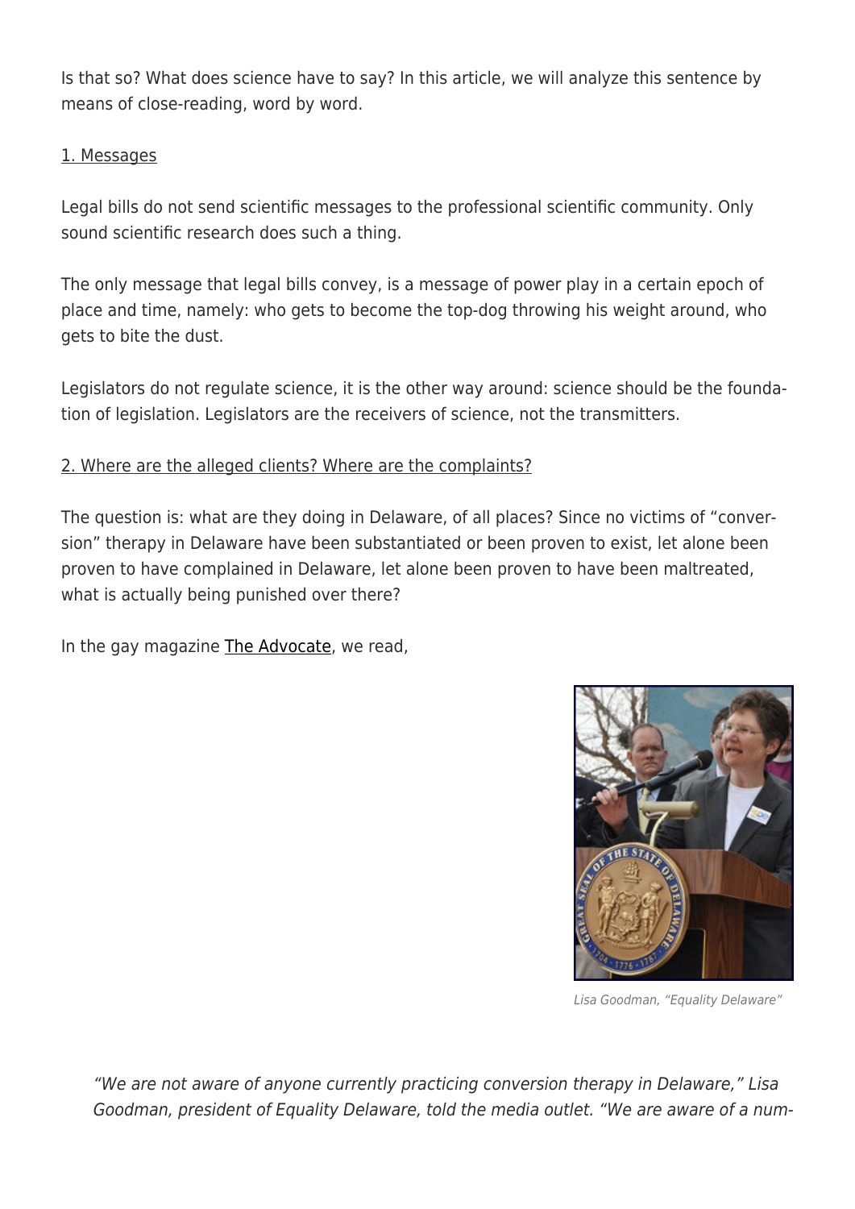Is that so? What does science have to say? In this article, we will analyze this sentence by means of close-reading, word by word.

1. Messages

Legal bills do not send scientific messages to the professional scientific community. Only sound scientific research does such a thing.

The only message that legal bills convey, is a message of power play in a certain epoch of place and time, namely: who gets to become the top-dog throwing his weight around, who gets to bite the dust.

Legislators do not regulate science, it is the other way around: science should be the foundation of legislation. Legislators are the receivers of science, not the transmitters.

2. Where are the alleged clients? Where are the complaints?

The question is: what are they doing in Delaware, of all places? Since no victims of "conversion" therapy in Delaware have been substantiated or been proven to exist, let alone been proven to have complained in Delaware, let alone been proven to have been maltreated, what is actually being punished over there?

In the gay magazine The Advocate, we read,

*Lisa Goodman, "Equality Delaware"*

> *"We are not aware of anyone currently practicing conversion therapy in Delaware," Lisa Goodman, president of Equality Delaware, told the media outlet. "We are aware of a num-*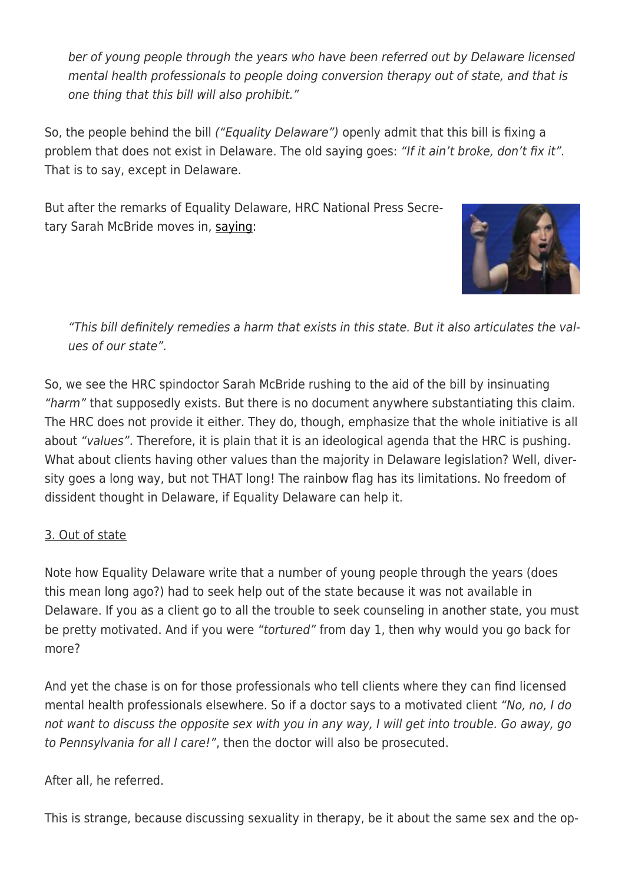> *ber of young people through the years who have been referred out by Delaware licensed mental health professionals to people doing conversion therapy out of state, and that is one thing that this bill will also prohibit."*

So, the people behind the bill *("Equality Delaware")* openly admit that this bill is fixing a problem that does not exist in Delaware. The old saying goes: *"If it ain't broke, don't fix it".* That is to say, except in Delaware.

But after the remarks of Equality Delaware, HRC National Press Secretary Sarah McBride moves in, saying:

> *"This bill definitely remedies a harm that exists in this state. But it also articulates the values of our state".*

So, we see the HRC spindoctor Sarah McBride rushing to the aid of the bill by insinuating *"harm"* that supposedly exists. But there is no document anywhere substantiating this claim. The HRC does not provide it either. They do, though, emphasize that the whole initiative is all about *"values"*. Therefore, it is plain that it is an ideological agenda that the HRC is pushing. What about clients having other values than the majority in Delaware legislation? Well, diversity goes a long way, but not THAT long! The rainbow flag has its limitations. No freedom of dissident thought in Delaware, if Equality Delaware can help it.

3. Out of state

Note how Equality Delaware write that a number of young people through the years (does this mean long ago?) had to seek help out of the state because it was not available in Delaware. If you as a client go to all the trouble to seek counseling in another state, you must be pretty motivated. And if you were *"tortured"* from day 1, then why would you go back for more?

And yet the chase is on for those professionals who tell clients where they can find licensed mental health professionals elsewhere. So if a doctor says to a motivated client *"No, no, I do not want to discuss the opposite sex with you in any way, I will get into trouble. Go away, go to Pennsylvania for all I care!"*, then the doctor will also be prosecuted.

After all, he referred.

This is strange, because discussing sexuality in therapy, be it about the same sex and the op-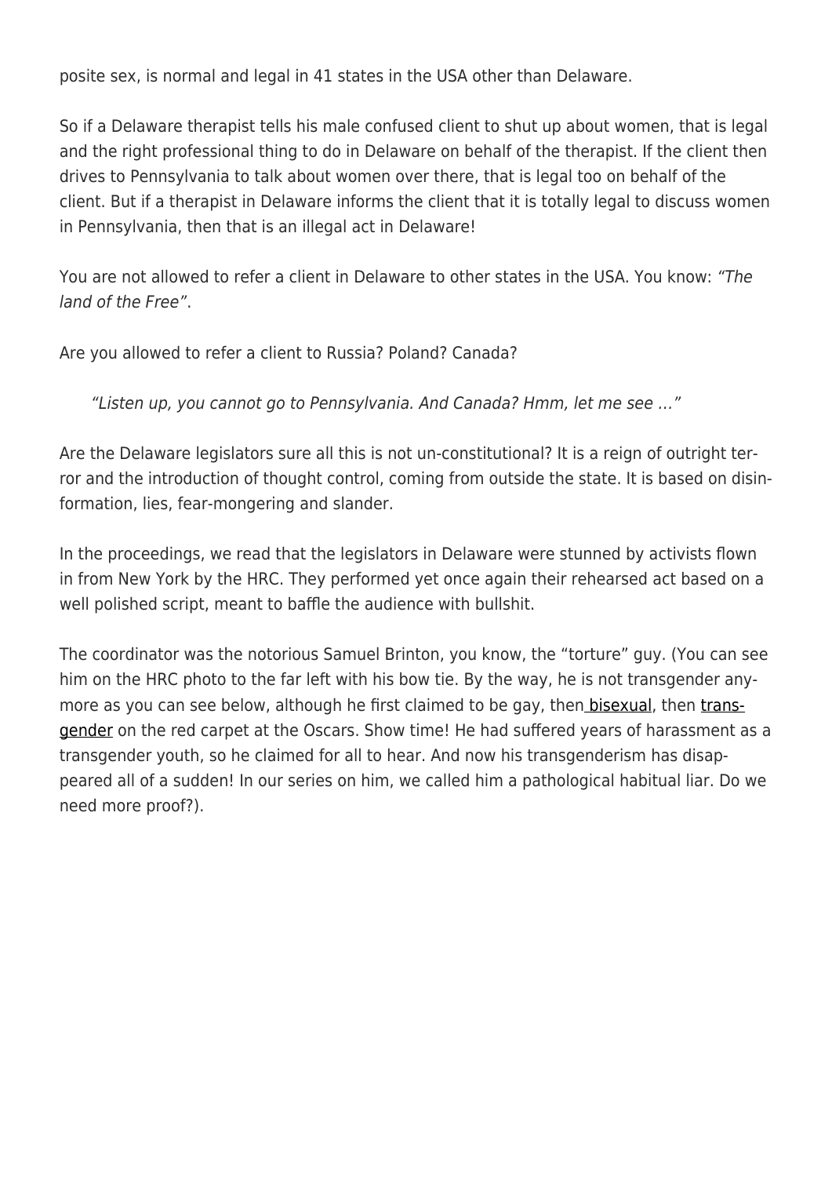posite sex, is normal and legal in 41 states in the USA other than Delaware.

So if a Delaware therapist tells his male confused client to shut up about women, that is legal and the right professional thing to do in Delaware on behalf of the therapist. If the client then drives to Pennsylvania to talk about women over there, that is legal too on behalf of the client. But if a therapist in Delaware informs the client that it is totally legal to discuss women in Pennsylvania, then that is an illegal act in Delaware!

You are not allowed to refer a client in Delaware to other states in the USA. You know: *"The land of the Free"*.

Are you allowed to refer a client to Russia? Poland? Canada?

> *"Listen up, you cannot go to Pennsylvania. And Canada? Hmm, let me see …"*

Are the Delaware legislators sure all this is not un-constitutional? It is a reign of outright terror and the introduction of thought control, coming from outside the state. It is based on disinformation, lies, fear-mongering and slander.

In the proceedings, we read that the legislators in Delaware were stunned by activists flown in from New York by the HRC. They performed yet once again their rehearsed act based on a well polished script, meant to baffle the audience with bullshit.

The coordinator was the notorious Samuel Brinton, you know, the "torture" guy. (You can see him on the HRC photo to the far left with his bow tie. By the way, he is not transgender anymore as you can see below, although he first claimed to be gay, then bisexual, then transgender on the red carpet at the Oscars. Show time! He had suffered years of harassment as a transgender youth, so he claimed for all to hear. And now his transgenderism has disappeared all of a sudden! In our series on him, we called him a pathological habitual liar. Do we need more proof?).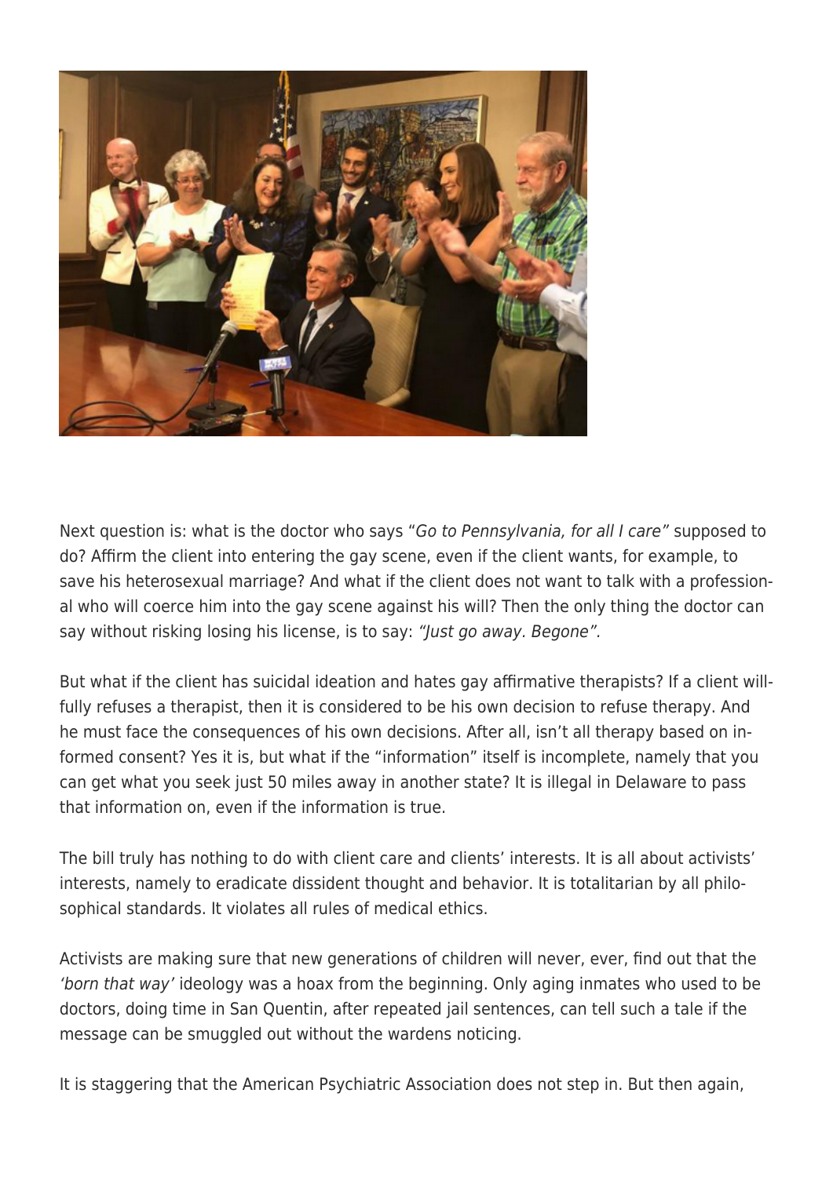Next question is: what is the doctor who says "*Go to Pennsylvania, for all I care"* supposed to do? Affirm the client into entering the gay scene, even if the client wants, for example, to save his heterosexual marriage? And what if the client does not want to talk with a professional who will coerce him into the gay scene against his will? Then the only thing the doctor can say without risking losing his license, is to say: *"Just go away. Begone".*

But what if the client has suicidal ideation and hates gay affirmative therapists? If a client willfully refuses a therapist, then it is considered to be his own decision to refuse therapy. And he must face the consequences of his own decisions. After all, isn't all therapy based on informed consent? Yes it is, but what if the "information" itself is incomplete, namely that you can get what you seek just 50 miles away in another state? It is illegal in Delaware to pass that information on, even if the information is true.

The bill truly has nothing to do with client care and clients' interests. It is all about activists' interests, namely to eradicate dissident thought and behavior. It is totalitarian by all philosophical standards. It violates all rules of medical ethics.

Activists are making sure that new generations of children will never, ever, find out that the *'born that way'* ideology was a hoax from the beginning. Only aging inmates who used to be doctors, doing time in San Quentin, after repeated jail sentences, can tell such a tale if the message can be smuggled out without the wardens noticing.

It is staggering that the American Psychiatric Association does not step in. But then again,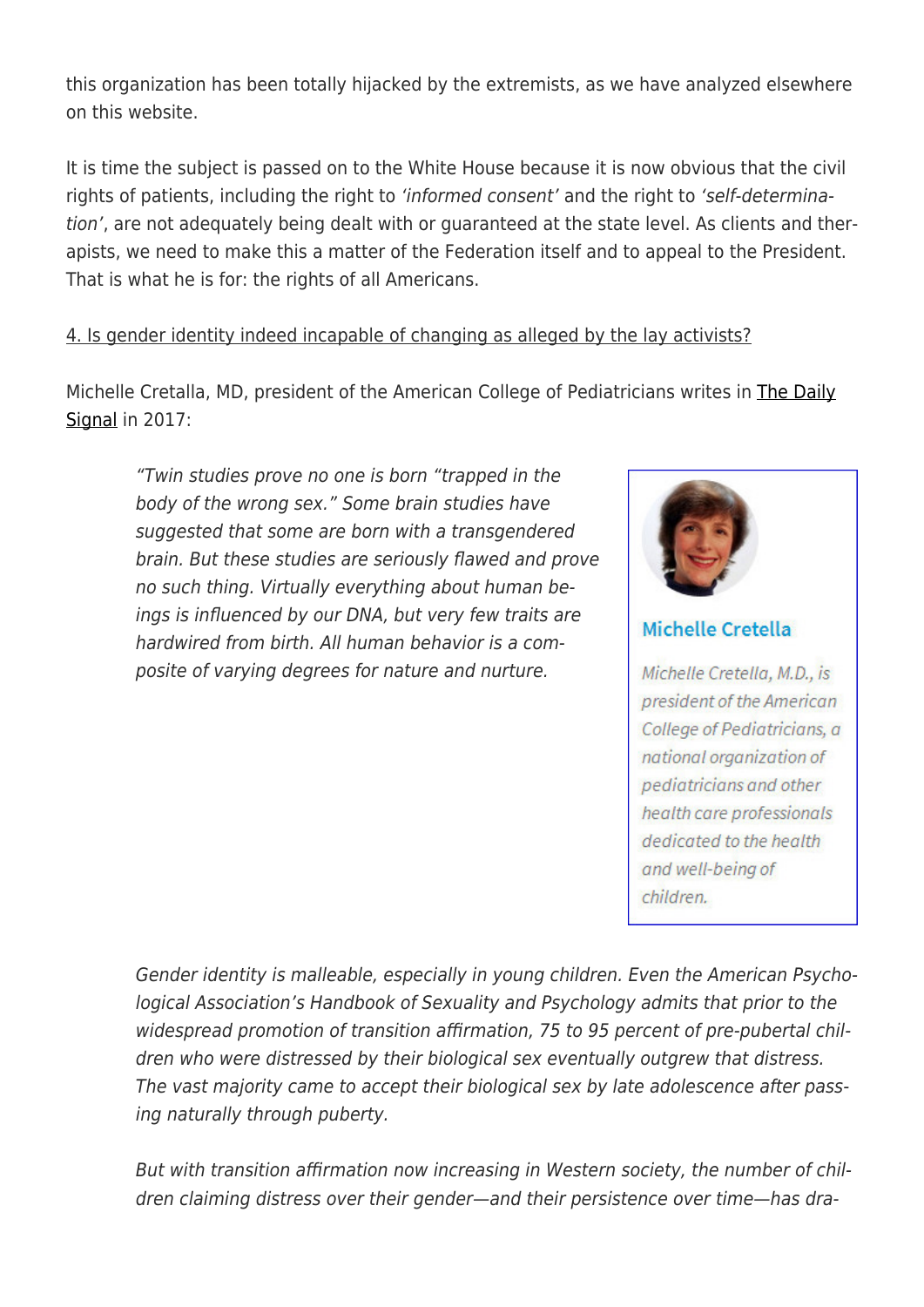this organization has been totally hijacked by the extremists, as we have analyzed elsewhere on this website.

It is time the subject is passed on to the White House because it is now obvious that the civil rights of patients, including the right to *'informed consent'* and the right to *'self-determination'*, are not adequately being dealt with or guaranteed at the state level. As clients and therapists, we need to make this a matter of the Federation itself and to appeal to the President. That is what he is for: the rights of all Americans.

4. Is gender identity indeed incapable of changing as alleged by the lay activists?

Michelle Cretalla, MD, president of the American College of Pediatricians writes in The Daily Signal in 2017:

> *"Twin studies prove no one is born "trapped in the body of the wrong sex." Some brain studies have suggested that some are born with a transgendered brain. But these studies are seriously flawed and prove no such thing. Virtually everything about human beings is influenced by our DNA, but very few traits are hardwired from birth. All human behavior is a composite of varying degrees for nature and nurture.*

**Michelle Cretella**

*Michelle Cretella, M.D., is president of the American College of Pediatricians, a national organization of pediatricians and other health care professionals dedicated to the health and well-being of children.*

> *Gender identity is malleable, especially in young children. Even the American Psychological Association's Handbook of Sexuality and Psychology admits that prior to the widespread promotion of transition affirmation, 75 to 95 percent of pre-pubertal children who were distressed by their biological sex eventually outgrew that distress. The vast majority came to accept their biological sex by late adolescence after passing naturally through puberty.*
>
> *But with transition affirmation now increasing in Western society, the number of children claiming distress over their gender—and their persistence over time—has dra-*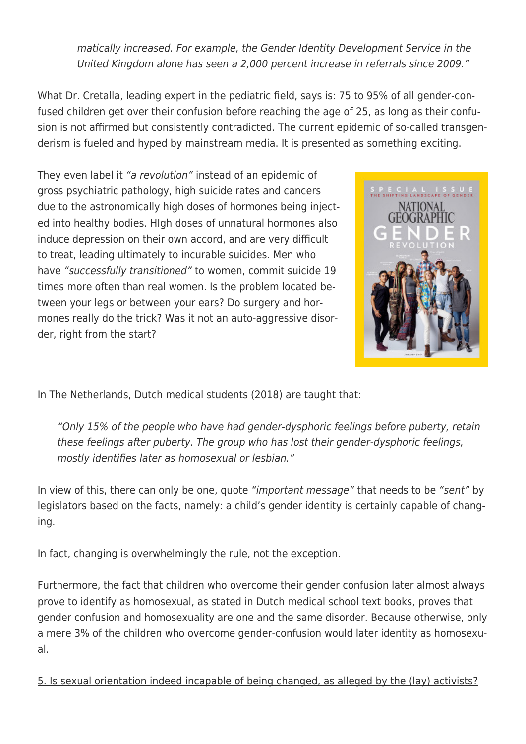> *matically increased. For example, the Gender Identity Development Service in the United Kingdom alone has seen a 2,000 percent increase in referrals since 2009."*

What Dr. Cretalla, leading expert in the pediatric field, says is: 75 to 95% of all gender-confused children get over their confusion before reaching the age of 25, as long as their confusion is not affirmed but consistently contradicted. The current epidemic of so-called transgenderism is fueled and hyped by mainstream media. It is presented as something exciting.

They even label it *"a revolution"* instead of an epidemic of gross psychiatric pathology, high suicide rates and cancers due to the astronomically high doses of hormones being injected into healthy bodies. HIgh doses of unnatural hormones also induce depression on their own accord, and are very difficult to treat, leading ultimately to incurable suicides. Men who have *"successfully transitioned"* to women, commit suicide 19 times more often than real women. Is the problem located between your legs or between your ears? Do surgery and hormones really do the trick? Was it not an auto-aggressive disorder, right from the start?

In The Netherlands, Dutch medical students (2018) are taught that:

> *"Only 15% of the people who have had gender-dysphoric feelings before puberty, retain these feelings after puberty. The group who has lost their gender-dysphoric feelings, mostly identifies later as homosexual or lesbian."*

In view of this, there can only be one, quote *"important message"* that needs to be *"sent"* by legislators based on the facts, namely: a child's gender identity is certainly capable of changing.

In fact, changing is overwhelmingly the rule, not the exception.

Furthermore, the fact that children who overcome their gender confusion later almost always prove to identify as homosexual, as stated in Dutch medical school text books, proves that gender confusion and homosexuality are one and the same disorder. Because otherwise, only a mere 3% of the children who overcome gender-confusion would later identity as homosexual.

5. Is sexual orientation indeed incapable of being changed, as alleged by the (lay) activists?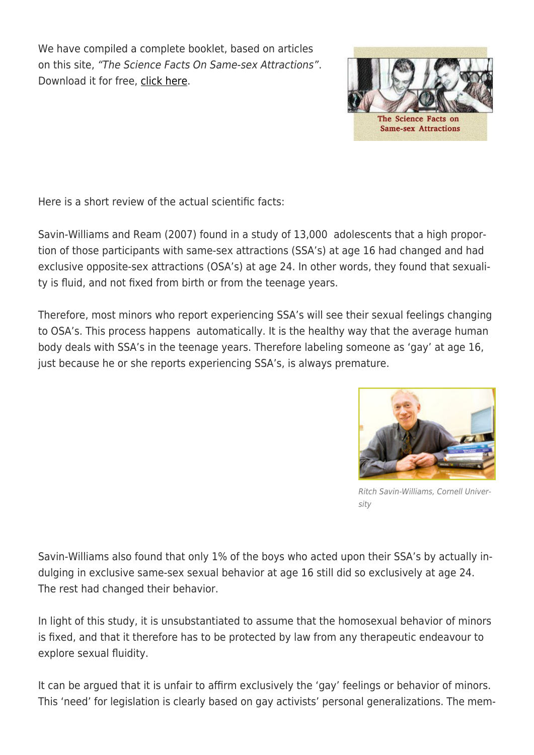We have compiled a complete booklet, based on articles on this site, *"The Science Facts On Same-sex Attractions"*. Download it for free, click here.

The Science Facts on Same-sex Attractions

Here is a short review of the actual scientific facts:

Savin-Williams and Ream (2007) found in a study of 13,000 adolescents that a high proportion of those participants with same-sex attractions (SSA's) at age 16 had changed and had exclusive opposite-sex attractions (OSA's) at age 24. In other words, they found that sexuality is fluid, and not fixed from birth or from the teenage years.

Therefore, most minors who report experiencing SSA's will see their sexual feelings changing to OSA's. This process happens automatically. It is the healthy way that the average human body deals with SSA's in the teenage years. Therefore labeling someone as 'gay' at age 16, just because he or she reports experiencing SSA's, is always premature.

*Ritch Savin-Williams, Cornell University*

Savin-Williams also found that only 1% of the boys who acted upon their SSA's by actually indulging in exclusive same-sex sexual behavior at age 16 still did so exclusively at age 24. The rest had changed their behavior.

In light of this study, it is unsubstantiated to assume that the homosexual behavior of minors is fixed, and that it therefore has to be protected by law from any therapeutic endeavour to explore sexual fluidity.

It can be argued that it is unfair to affirm exclusively the 'gay' feelings or behavior of minors. This 'need' for legislation is clearly based on gay activists' personal generalizations. The mem-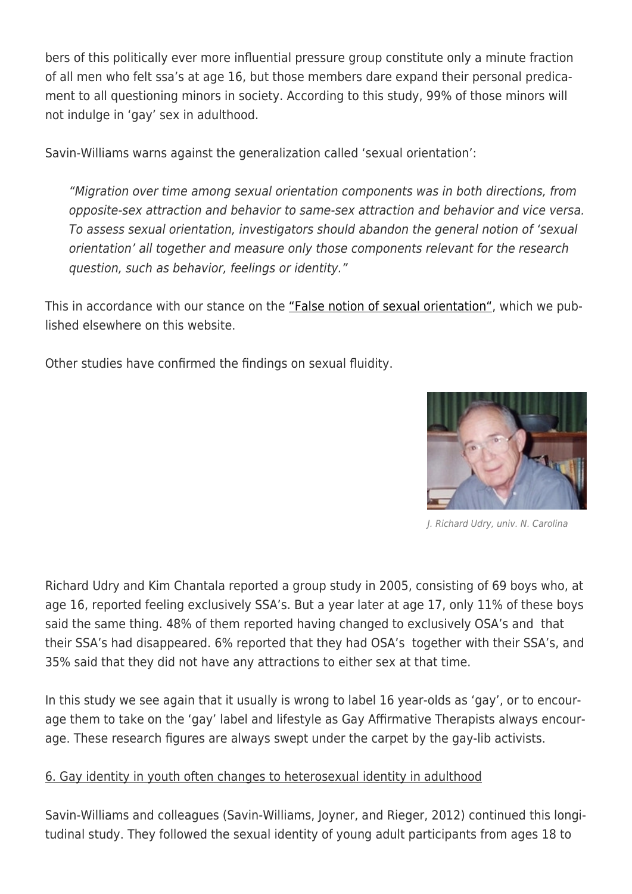bers of this politically ever more influential pressure group constitute only a minute fraction of all men who felt ssa's at age 16, but those members dare expand their personal predicament to all questioning minors in society. According to this study, 99% of those minors will not indulge in 'gay' sex in adulthood.

Savin-Williams warns against the generalization called 'sexual orientation':

> *"Migration over time among sexual orientation components was in both directions, from opposite-sex attraction and behavior to same-sex attraction and behavior and vice versa. To assess sexual orientation, investigators should abandon the general notion of 'sexual orientation' all together and measure only those components relevant for the research question, such as behavior, feelings or identity."*

This in accordance with our stance on the "False notion of sexual orientation", which we published elsewhere on this website.

Other studies have confirmed the findings on sexual fluidity.

*J. Richard Udry, univ. N. Carolina*

Richard Udry and Kim Chantala reported a group study in 2005, consisting of 69 boys who, at age 16, reported feeling exclusively SSA's. But a year later at age 17, only 11% of these boys said the same thing. 48% of them reported having changed to exclusively OSA's and that their SSA's had disappeared. 6% reported that they had OSA's together with their SSA's, and 35% said that they did not have any attractions to either sex at that time.

In this study we see again that it usually is wrong to label 16 year-olds as 'gay', or to encourage them to take on the 'gay' label and lifestyle as Gay Affirmative Therapists always encourage. These research figures are always swept under the carpet by the gay-lib activists.

## 6. Gay identity in youth often changes to heterosexual identity in adulthood

Savin-Williams and colleagues (Savin-Williams, Joyner, and Rieger, 2012) continued this longitudinal study. They followed the sexual identity of young adult participants from ages 18 to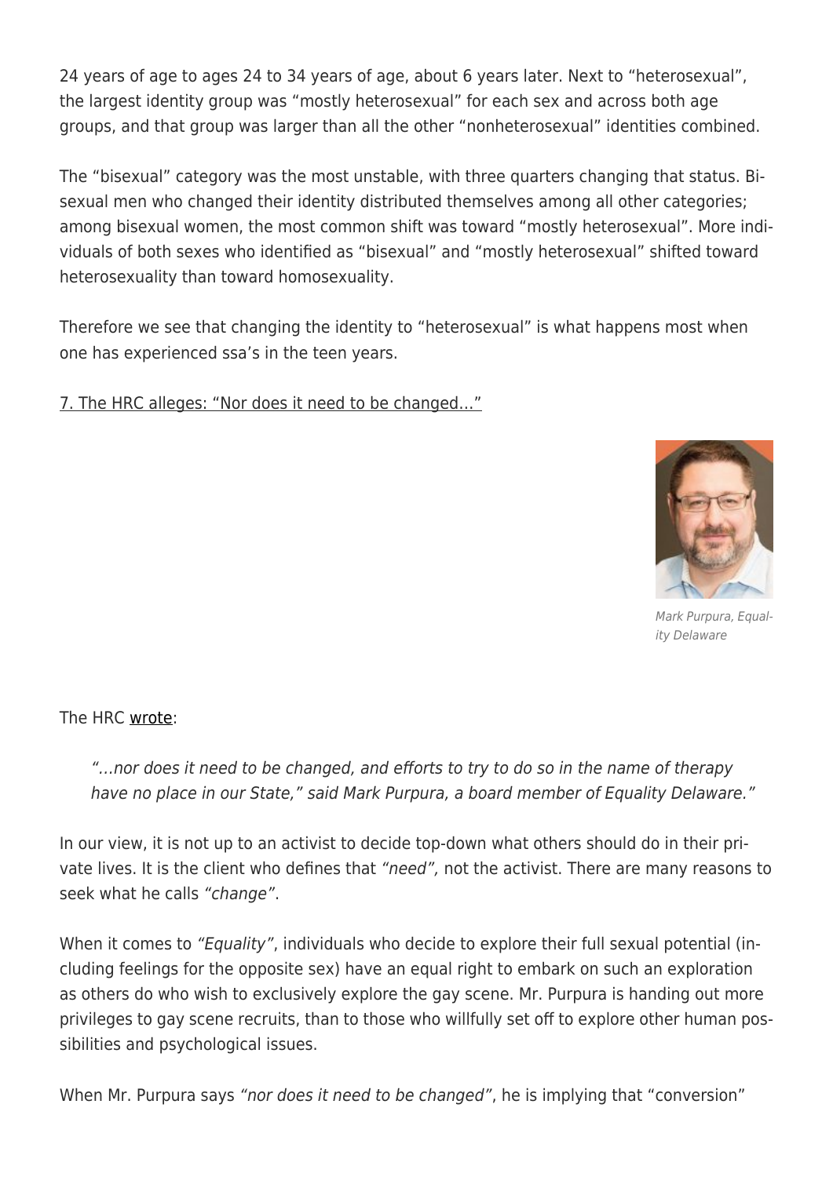24 years of age to ages 24 to 34 years of age, about 6 years later. Next to "heterosexual", the largest identity group was "mostly heterosexual" for each sex and across both age groups, and that group was larger than all the other "nonheterosexual" identities combined.

The "bisexual" category was the most unstable, with three quarters changing that status. Bisexual men who changed their identity distributed themselves among all other categories; among bisexual women, the most common shift was toward "mostly heterosexual". More individuals of both sexes who identified as "bisexual" and "mostly heterosexual" shifted toward heterosexuality than toward homosexuality.

Therefore we see that changing the identity to "heterosexual" is what happens most when one has experienced ssa's in the teen years.

## 7. The HRC alleges: "Nor does it need to be changed…"

*Mark Purpura, Equality Delaware*

The HRC wrote:

> *"…nor does it need to be changed, and efforts to try to do so in the name of therapy have no place in our State," said Mark Purpura, a board member of Equality Delaware."*

In our view, it is not up to an activist to decide top-down what others should do in their private lives. It is the client who defines that *"need",* not the activist. There are many reasons to seek what he calls *"change"*.

When it comes to *"Equality"*, individuals who decide to explore their full sexual potential (including feelings for the opposite sex) have an equal right to embark on such an exploration as others do who wish to exclusively explore the gay scene. Mr. Purpura is handing out more privileges to gay scene recruits, than to those who willfully set off to explore other human possibilities and psychological issues.

When Mr. Purpura says *"nor does it need to be changed"*, he is implying that "conversion"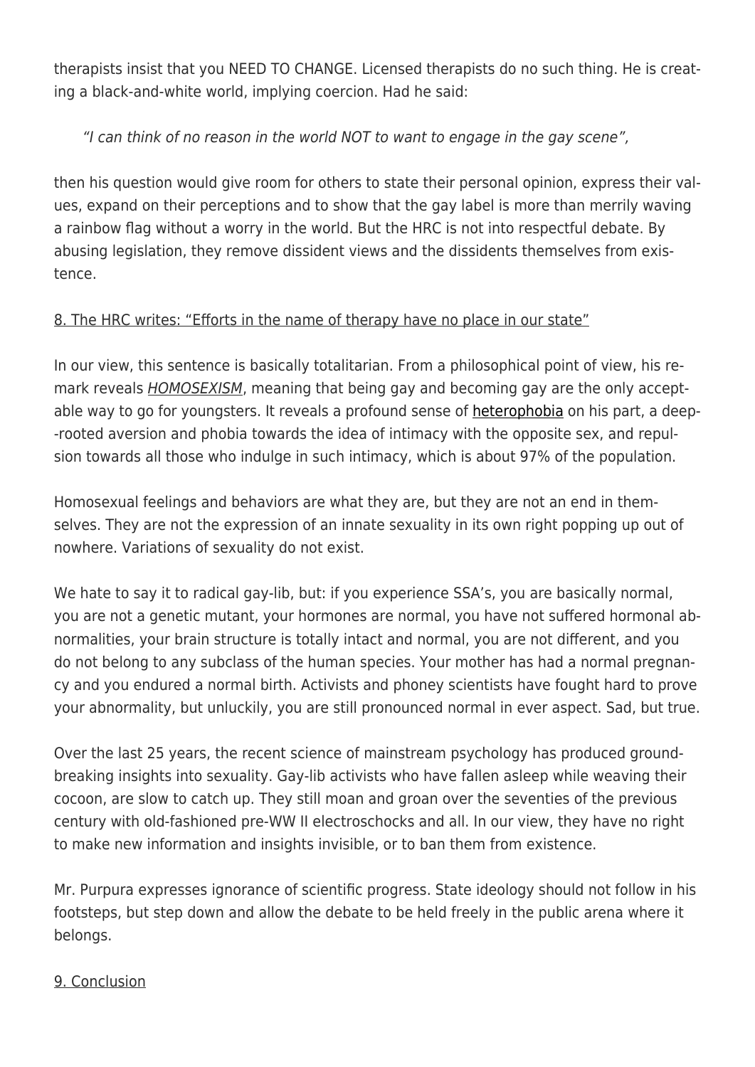therapists insist that you NEED TO CHANGE. Licensed therapists do no such thing. He is creating a black-and-white world, implying coercion. Had he said:

> *"I can think of no reason in the world NOT to want to engage in the gay scene",*

then his question would give room for others to state their personal opinion, express their values, expand on their perceptions and to show that the gay label is more than merrily waving a rainbow flag without a worry in the world. But the HRC is not into respectful debate. By abusing legislation, they remove dissident views and the dissidents themselves from existence.

8. The HRC writes: "Efforts in the name of therapy have no place in our state"

In our view, this sentence is basically totalitarian. From a philosophical point of view, his remark reveals *HOMOSEXISM*, meaning that being gay and becoming gay are the only acceptable way to go for youngsters. It reveals a profound sense of heterophobia on his part, a deep--rooted aversion and phobia towards the idea of intimacy with the opposite sex, and repulsion towards all those who indulge in such intimacy, which is about 97% of the population.

Homosexual feelings and behaviors are what they are, but they are not an end in themselves. They are not the expression of an innate sexuality in its own right popping up out of nowhere. Variations of sexuality do not exist.

We hate to say it to radical gay-lib, but: if you experience SSA's, you are basically normal, you are not a genetic mutant, your hormones are normal, you have not suffered hormonal abnormalities, your brain structure is totally intact and normal, you are not different, and you do not belong to any subclass of the human species. Your mother has had a normal pregnancy and you endured a normal birth. Activists and phoney scientists have fought hard to prove your abnormality, but unluckily, you are still pronounced normal in ever aspect. Sad, but true.

Over the last 25 years, the recent science of mainstream psychology has produced groundbreaking insights into sexuality. Gay-lib activists who have fallen asleep while weaving their cocoon, are slow to catch up. They still moan and groan over the seventies of the previous century with old-fashioned pre-WW II electroschocks and all. In our view, they have no right to make new information and insights invisible, or to ban them from existence.

Mr. Purpura expresses ignorance of scientific progress. State ideology should not follow in his footsteps, but step down and allow the debate to be held freely in the public arena where it belongs.

9. Conclusion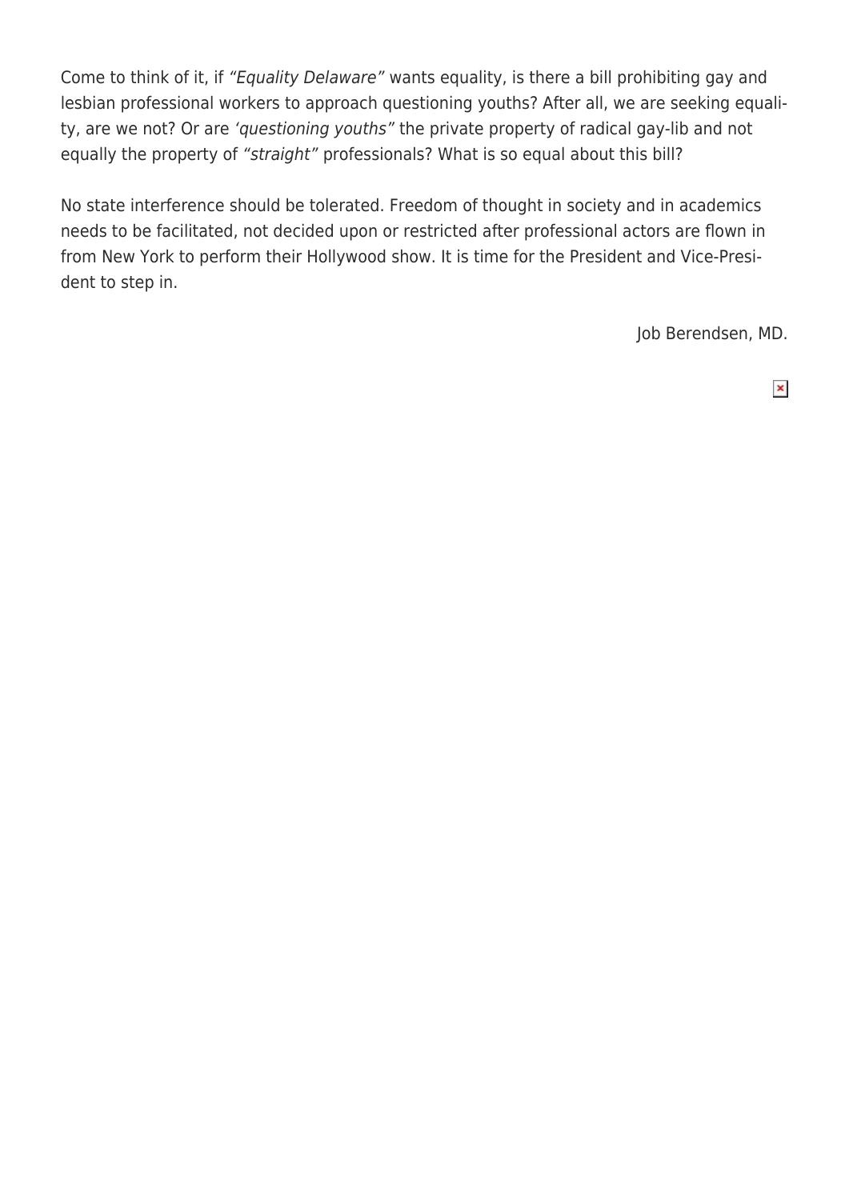Come to think of it, if *"Equality Delaware"* wants equality, is there a bill prohibiting gay and lesbian professional workers to approach questioning youths? After all, we are seeking equality, are we not? Or are *'questioning youths"* the private property of radical gay-lib and not equally the property of *"straight"* professionals? What is so equal about this bill?

No state interference should be tolerated. Freedom of thought in society and in academics needs to be facilitated, not decided upon or restricted after professional actors are flown in from New York to perform their Hollywood show. It is time for the President and Vice-President to step in.

Job Berendsen, MD.